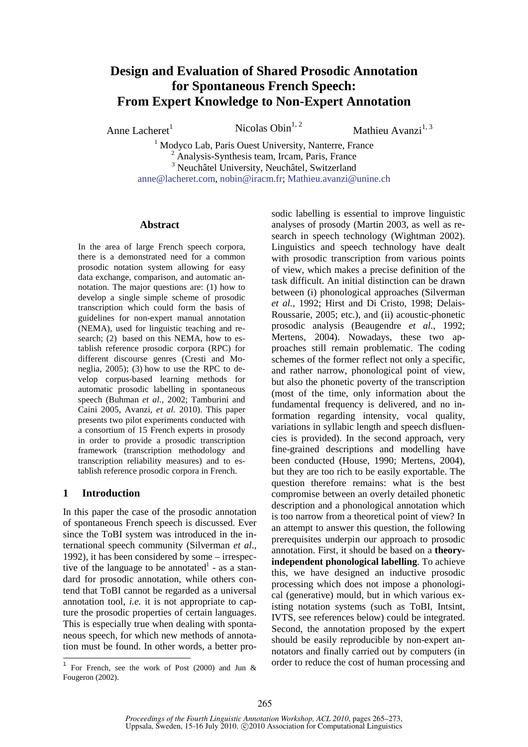# Design and Evaluation of Shared Prosodic Annotation for Spontaneous French Speech: From Expert Knowledge to Non-Expert Annotation

Anne Lacheret[1] Nicolas Obin[1, 2] Mathieu Avanzi[1, 3]

[1] Modyco Lab, Paris Ouest University, Nanterre, France
[2] Analysis-Synthesis team, Ircam, Paris, France
[3] Neuchâtel University, Neuchâtel, Switzerland
anne@lacheret.com, nobin@iracm.fr; Mathieu.avanzi@unine.ch

## Abstract

In the area of large French speech corpora, there is a demonstrated need for a common prosodic notation system allowing for easy data exchange, comparison, and automatic annotation. The major questions are: (1) how to develop a single simple scheme of prosodic transcription which could form the basis of guidelines for non-expert manual annotation (NEMA), used for linguistic teaching and research; (2) based on this NEMA, how to establish reference prosodic corpora (RPC) for different discourse genres (Cresti and Moneglia, 2005); (3) how to use the RPC to develop corpus-based learning methods for automatic prosodic labelling in spontaneous speech (Buhman *et al.,* 2002; Tamburini and Caini 2005, Avanzi, *et al.* 2010). This paper presents two pilot experiments conducted with a consortium of 15 French experts in prosody in order to provide a prosodic transcription framework (transcription methodology and transcription reliability measures) and to establish reference prosodic corpora in French.

## 1 Introduction

In this paper the case of the prosodic annotation of spontaneous French speech is discussed. Ever since the ToBI system was introduced in the international speech community (Silverman *et al*., 1992), it has been considered by some – irrespective of the language to be annotated[1] - as a standard for prosodic annotation, while others contend that ToBI cannot be regarded as a universal annotation tool, *i.e.* it is not appropriate to capture the prosodic properties of certain languages. This is especially true when dealing with spontaneous speech, for which new methods of annotation must be found. In other words, a better prosodic labelling is essential to improve linguistic analyses of prosody (Martin 2003, as well as research in speech technology (Wightman 2002). Linguistics and speech technology have dealt with prosodic transcription from various points of view, which makes a precise definition of the task difficult. An initial distinction can be drawn between (i) phonological approaches (Silverman *et al.,* 1992; Hirst and Di Cristo, 1998; Delais-Roussarie, 2005; etc.), and (ii) acoustic-phonetic prosodic analysis (Beaugendre *et al.*, 1992; Mertens, 2004). Nowadays, these two approaches still remain problematic. The coding schemes of the former reflect not only a specific, and rather narrow, phonological point of view, but also the phonetic poverty of the transcription (most of the time, only information about the fundamental frequency is delivered, and no information regarding intensity, vocal quality, variations in syllabic length and speech disfluencies is provided). In the second approach, very fine-grained descriptions and modelling have been conducted (House, 1990; Mertens, 2004), but they are too rich to be easily exportable. The question therefore remains: what is the best compromise between an overly detailed phonetic description and a phonological annotation which is too narrow from a theoretical point of view? In an attempt to answer this question, the following prerequisites underpin our approach to prosodic annotation. First, it should be based on a **theory-independent phonological labelling**. To achieve this, we have designed an inductive prosodic processing which does not impose a phonological (generative) mould, but in which various existing notation systems (such as ToBI, Intsint, IVTS, see references below) could be integrated. Second, the annotation proposed by the expert should be easily reproducible by non-expert annotators and finally carried out by computers (in order to reduce the cost of human processing and

[1] For French, see the work of Post (2000) and Jun & Fougeron (2002).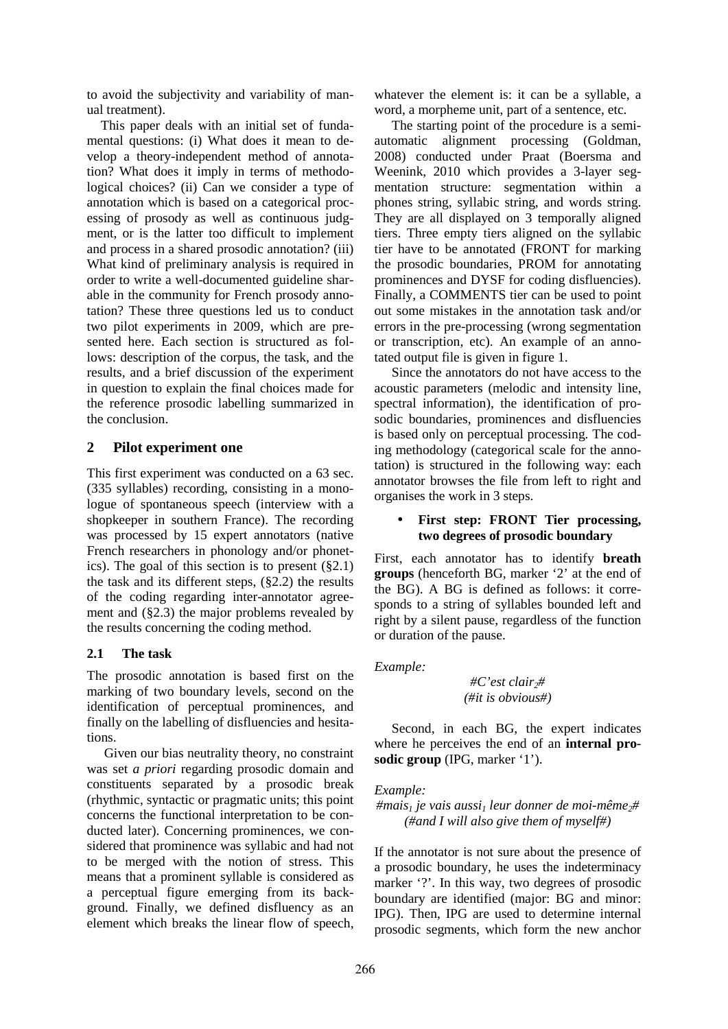to avoid the subjectivity and variability of manual treatment).

This paper deals with an initial set of fundamental questions: (i) What does it mean to develop a theory-independent method of annotation? What does it imply in terms of methodological choices? (ii) Can we consider a type of annotation which is based on a categorical processing of prosody as well as continuous judgment, or is the latter too difficult to implement and process in a shared prosodic annotation? (iii) What kind of preliminary analysis is required in order to write a well-documented guideline sharable in the community for French prosody annotation? These three questions led us to conduct two pilot experiments in 2009, which are presented here. Each section is structured as follows: description of the corpus, the task, and the results, and a brief discussion of the experiment in question to explain the final choices made for the reference prosodic labelling summarized in the conclusion.

## 2 Pilot experiment one

This first experiment was conducted on a 63 sec. (335 syllables) recording, consisting in a monologue of spontaneous speech (interview with a shopkeeper in southern France). The recording was processed by 15 expert annotators (native French researchers in phonology and/or phonetics). The goal of this section is to present (§2.1) the task and its different steps, (§2.2) the results of the coding regarding inter-annotator agreement and (§2.3) the major problems revealed by the results concerning the coding method.

### 2.1 The task

The prosodic annotation is based first on the marking of two boundary levels, second on the identification of perceptual prominences, and finally on the labelling of disfluencies and hesitations.

Given our bias neutrality theory, no constraint was set *a priori* regarding prosodic domain and constituents separated by a prosodic break (rhythmic, syntactic or pragmatic units; this point concerns the functional interpretation to be conducted later). Concerning prominences, we considered that prominence was syllabic and had not to be merged with the notion of stress. This means that a prominent syllable is considered as a perceptual figure emerging from its background. Finally, we defined disfluency as an element which breaks the linear flow of speech, whatever the element is: it can be a syllable, a word, a morpheme unit, part of a sentence, etc.

The starting point of the procedure is a semi-automatic alignment processing (Goldman, 2008) conducted under Praat (Boersma and Weenink, 2010 which provides a 3-layer segmentation structure: segmentation within a phones string, syllabic string, and words string. They are all displayed on 3 temporally aligned tiers. Three empty tiers aligned on the syllabic tier have to be annotated (FRONT for marking the prosodic boundaries, PROM for annotating prominences and DYSF for coding disfluencies). Finally, a COMMENTS tier can be used to point out some mistakes in the annotation task and/or errors in the pre-processing (wrong segmentation or transcription, etc). An example of an annotated output file is given in figure 1.

Since the annotators do not have access to the acoustic parameters (melodic and intensity line, spectral information), the identification of prosodic boundaries, prominences and disfluencies is based only on perceptual processing. The coding methodology (categorical scale for the annotation) is structured in the following way: each annotator browses the file from left to right and organises the work in 3 steps.

- **First step: FRONT Tier processing, two degrees of prosodic boundary**

First, each annotator has to identify **breath groups** (henceforth BG, marker '2' at the end of the BG). A BG is defined as follows: it corresponds to a string of syllables bounded left and right by a silent pause, regardless of the function or duration of the pause.

*Example:*

*#C'est clair$_2$#*
*(#it is obvious#)*

Second, in each BG, the expert indicates where he perceives the end of an **internal prosodic group** (IPG, marker '1').

*Example:*

*#mais$_1$ je vais aussi$_1$ leur donner de moi-même$_2$#*
*(#and I will also give them of myself#)*

If the annotator is not sure about the presence of a prosodic boundary, he uses the indeterminacy marker '?'. In this way, two degrees of prosodic boundary are identified (major: BG and minor: IPG). Then, IPG are used to determine internal prosodic segments, which form the new anchor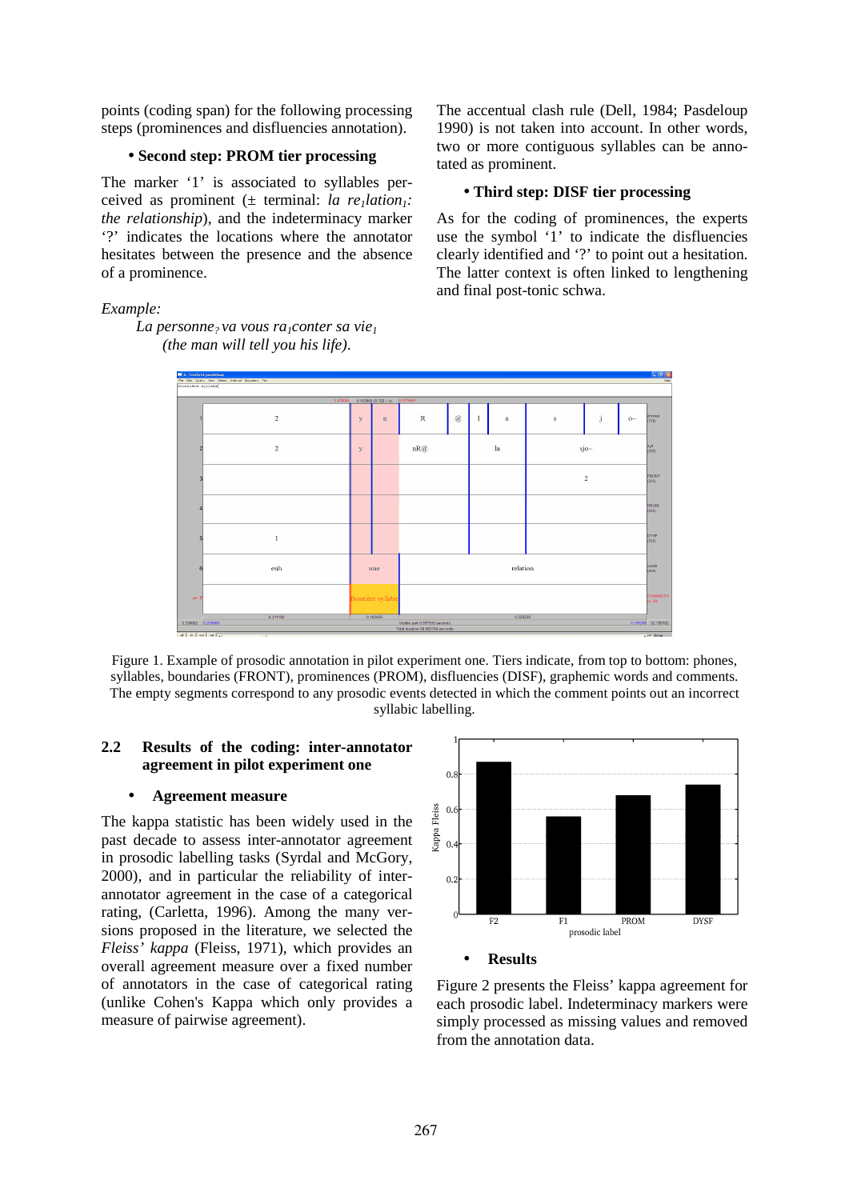points (coding span) for the following processing steps (prominences and disfluencies annotation).

**• Second step: PROM tier processing**

The marker '1' is associated to syllables perceived as prominent (± terminal: *la re$_1$lation$_1$: the relationship*), and the indeterminacy marker '?' indicates the locations where the annotator hesitates between the presence and the absence of a prominence.

*Example:*

*La personne$_?$ va vous ra$_1$conter sa vie$_1$*
*(the man will tell you his life).*

The accentual clash rule (Dell, 1984; Pasdeloup 1990) is not taken into account. In other words, two or more contiguous syllables can be annotated as prominent.

**• Third step: DISF tier processing**

As for the coding of prominences, the experts use the symbol '1' to indicate the disfluencies clearly identified and '?' to point out a hesitation. The latter context is often linked to lengthening and final post-tonic schwa.

Figure 1. Example of prosodic annotation in pilot experiment one. Tiers indicate, from top to bottom: phones, syllables, boundaries (FRONT), prominences (PROM), disfluencies (DISF), graphemic words and comments. The empty segments correspond to any prosodic events detected in which the comment points out an incorrect syllabic labelling.

## 2.2 Results of the coding: inter-annotator agreement in pilot experiment one

**• Agreement measure**

The kappa statistic has been widely used in the past decade to assess inter-annotator agreement in prosodic labelling tasks (Syrdal and McGory, 2000), and in particular the reliability of inter-annotator agreement in the case of a categorical rating, (Carletta, 1996). Among the many versions proposed in the literature, we selected the *Fleiss' kappa* (Fleiss, 1971), which provides an overall agreement measure over a fixed number of annotators in the case of categorical rating (unlike Cohen's Kappa which only provides a measure of pairwise agreement).

**• Results**

Figure 2 presents the Fleiss' kappa agreement for each prosodic label. Indeterminacy markers were simply processed as missing values and removed from the annotation data.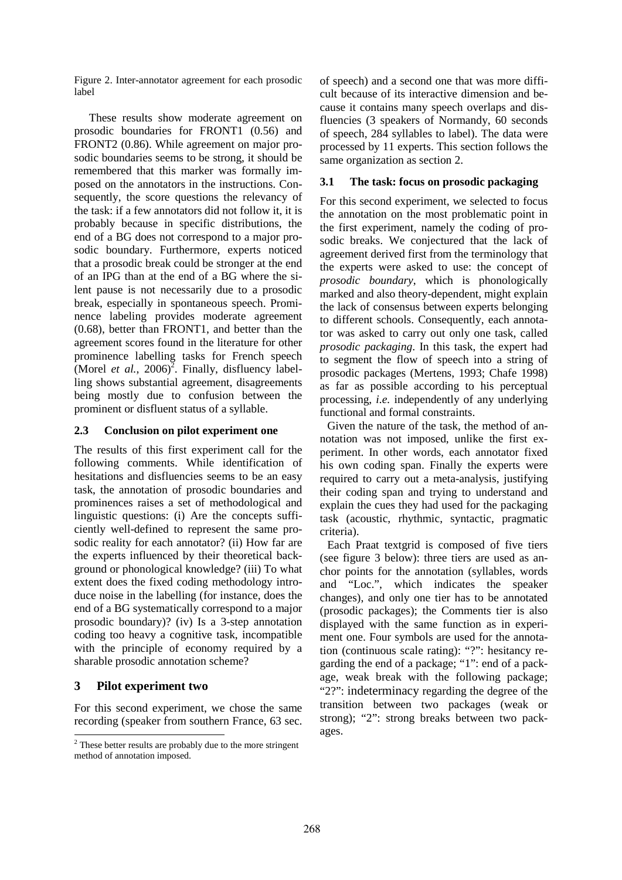Figure 2. Inter-annotator agreement for each prosodic label

These results show moderate agreement on prosodic boundaries for FRONT1 (0.56) and FRONT2 (0.86). While agreement on major prosodic boundaries seems to be strong, it should be remembered that this marker was formally imposed on the annotators in the instructions. Consequently, the score questions the relevancy of the task: if a few annotators did not follow it, it is probably because in specific distributions, the end of a BG does not correspond to a major prosodic boundary. Furthermore, experts noticed that a prosodic break could be stronger at the end of an IPG than at the end of a BG where the silent pause is not necessarily due to a prosodic break, especially in spontaneous speech. Prominence labeling provides moderate agreement (0.68), better than FRONT1, and better than the agreement scores found in the literature for other prominence labelling tasks for French speech (Morel *et al.*, 2006)[2]. Finally, disfluency labelling shows substantial agreement, disagreements being mostly due to confusion between the prominent or disfluent status of a syllable.

### 2.3 Conclusion on pilot experiment one

The results of this first experiment call for the following comments. While identification of hesitations and disfluencies seems to be an easy task, the annotation of prosodic boundaries and prominences raises a set of methodological and linguistic questions: (i) Are the concepts sufficiently well-defined to represent the same prosodic reality for each annotator? (ii) How far are the experts influenced by their theoretical background or phonological knowledge? (iii) To what extent does the fixed coding methodology introduce noise in the labelling (for instance, does the end of a BG systematically correspond to a major prosodic boundary)? (iv) Is a 3-step annotation coding too heavy a cognitive task, incompatible with the principle of economy required by a sharable prosodic annotation scheme?

## 3 Pilot experiment two

For this second experiment, we chose the same recording (speaker from southern France, 63 sec. of speech) and a second one that was more difficult because of its interactive dimension and because it contains many speech overlaps and disfluencies (3 speakers of Normandy, 60 seconds of speech, 284 syllables to label). The data were processed by 11 experts. This section follows the same organization as section 2.

### 3.1 The task: focus on prosodic packaging

For this second experiment, we selected to focus the annotation on the most problematic point in the first experiment, namely the coding of prosodic breaks. We conjectured that the lack of agreement derived first from the terminology that the experts were asked to use: the concept of *prosodic boundary*, which is phonologically marked and also theory-dependent, might explain the lack of consensus between experts belonging to different schools. Consequently, each annotator was asked to carry out only one task, called *prosodic packaging*. In this task, the expert had to segment the flow of speech into a string of prosodic packages (Mertens, 1993; Chafe 1998) as far as possible according to his perceptual processing, *i.e.* independently of any underlying functional and formal constraints.

Given the nature of the task, the method of annotation was not imposed, unlike the first experiment. In other words, each annotator fixed his own coding span. Finally the experts were required to carry out a meta-analysis, justifying their coding span and trying to understand and explain the cues they had used for the packaging task (acoustic, rhythmic, syntactic, pragmatic criteria).

Each Praat textgrid is composed of five tiers (see figure 3 below): three tiers are used as anchor points for the annotation (syllables, words and "Loc.", which indicates the speaker changes), and only one tier has to be annotated (prosodic packages); the Comments tier is also displayed with the same function as in experiment one. Four symbols are used for the annotation (continuous scale rating): "?": hesitancy regarding the end of a package; "1": end of a package, weak break with the following package; "2?": indeterminacy regarding the degree of the transition between two packages (weak or strong); "2": strong breaks between two packages.

---

[2] These better results are probably due to the more stringent method of annotation imposed.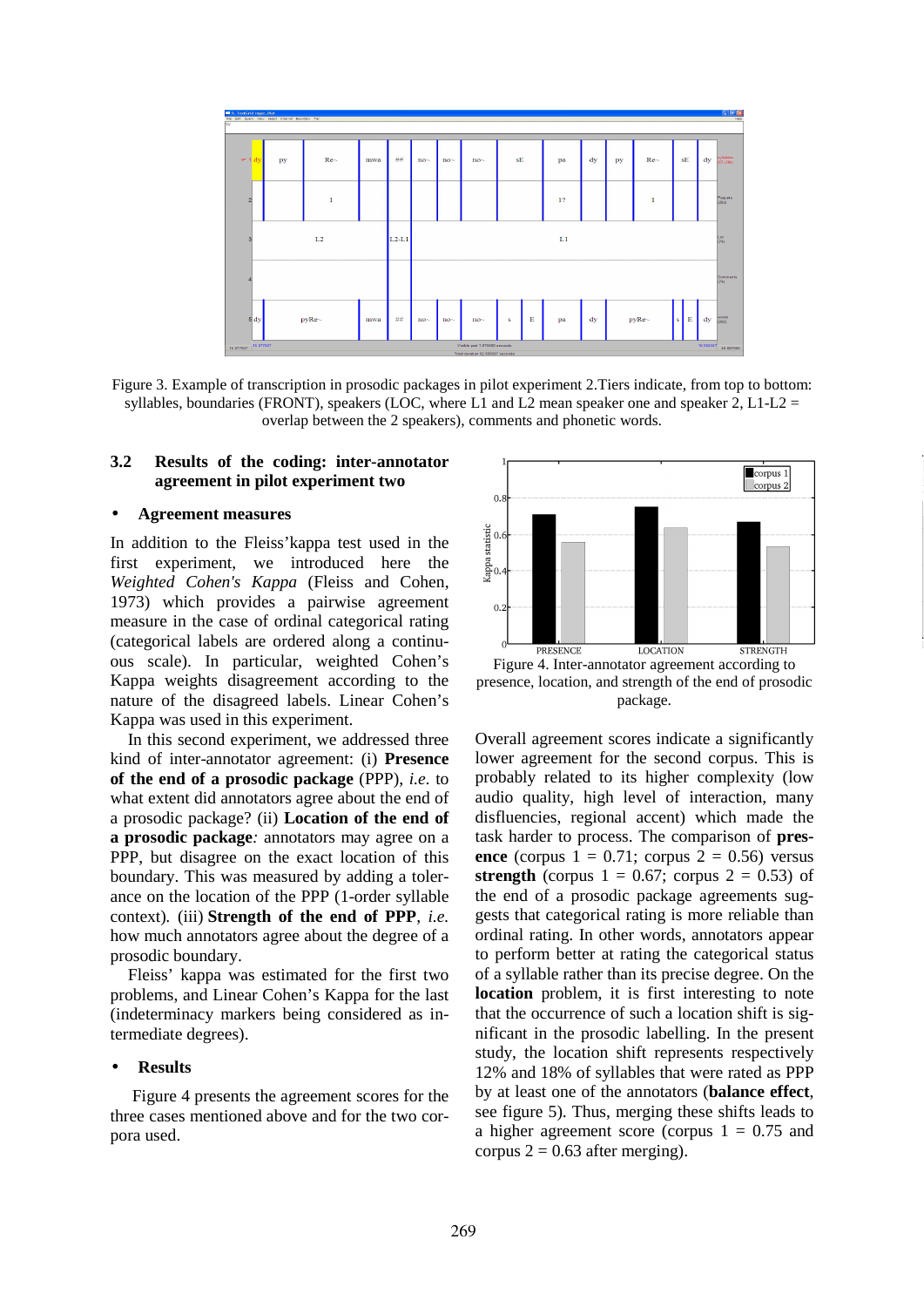Figure 3. Example of transcription in prosodic packages in pilot experiment 2.Tiers indicate, from top to bottom: syllables, boundaries (FRONT), speakers (LOC, where L1 and L2 mean speaker one and speaker 2, L1-L2 = overlap between the 2 speakers), comments and phonetic words.

### 3.2 Results of the coding: inter-annotator agreement in pilot experiment two

- **Agreement measures**

In addition to the Fleiss'kappa test used in the first experiment, we introduced here the *Weighted Cohen's Kappa* (Fleiss and Cohen, 1973) which provides a pairwise agreement measure in the case of ordinal categorical rating (categorical labels are ordered along a continuous scale). In particular, weighted Cohen's Kappa weights disagreement according to the nature of the disagreed labels. Linear Cohen's Kappa was used in this experiment.

In this second experiment, we addressed three kind of inter-annotator agreement: (i) **Presence of the end of a prosodic package** (PPP), *i.e.* to what extent did annotators agree about the end of a prosodic package? (ii) **Location of the end of a prosodic package**: annotators may agree on a PPP, but disagree on the exact location of this boundary. This was measured by adding a tolerance on the location of the PPP (1-order syllable context). (iii) **Strength of the end of PPP**, *i.e.* how much annotators agree about the degree of a prosodic boundary.

Fleiss' kappa was estimated for the first two problems, and Linear Cohen's Kappa for the last (indeterminacy markers being considered as intermediate degrees).

- **Results**

Figure 4 presents the agreement scores for the three cases mentioned above and for the two corpora used.

Figure 4. Inter-annotator agreement according to presence, location, and strength of the end of prosodic package.

Overall agreement scores indicate a significantly lower agreement for the second corpus. This is probably related to its higher complexity (low audio quality, high level of interaction, many disfluencies, regional accent) which made the task harder to process. The comparison of **presence** (corpus 1 = 0.71; corpus 2 = 0.56) versus **strength** (corpus 1 = 0.67; corpus 2 = 0.53) of the end of a prosodic package agreements suggests that categorical rating is more reliable than ordinal rating. In other words, annotators appear to perform better at rating the categorical status of a syllable rather than its precise degree. On the **location** problem, it is first interesting to note that the occurrence of such a location shift is significant in the prosodic labelling. In the present study, the location shift represents respectively 12% and 18% of syllables that were rated as PPP by at least one of the annotators (**balance effect**, see figure 5). Thus, merging these shifts leads to a higher agreement score (corpus 1 = 0.75 and corpus 2 = 0.63 after merging).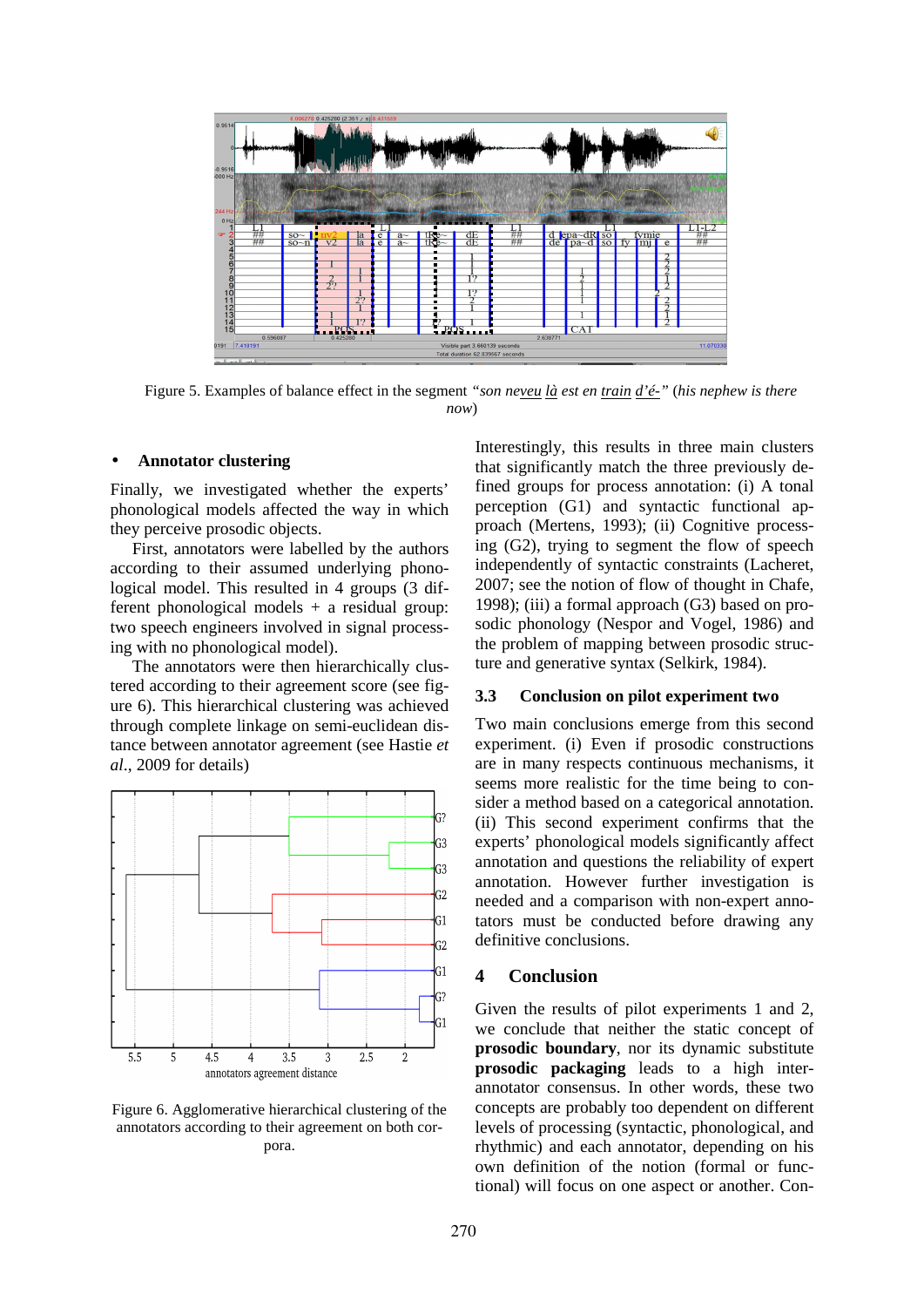Figure 5. Examples of balance effect in the segment *"son ne<u>veu</u> <u>là</u> est en <u>train</u> <u>d'é-</u>"* (*his nephew is there now*)

- **Annotator clustering**

Finally, we investigated whether the experts' phonological models affected the way in which they perceive prosodic objects.

First, annotators were labelled by the authors according to their assumed underlying phonological model. This resulted in 4 groups (3 different phonological models + a residual group: two speech engineers involved in signal processing with no phonological model).

The annotators were then hierarchically clustered according to their agreement score (see figure 6). This hierarchical clustering was achieved through complete linkage on semi-euclidean distance between annotator agreement (see Hastie *et al.*, 2009 for details)

Figure 6. Agglomerative hierarchical clustering of the annotators according to their agreement on both corpora.

Interestingly, this results in three main clusters that significantly match the three previously defined groups for process annotation: (i) A tonal perception (G1) and syntactic functional approach (Mertens, 1993); (ii) Cognitive processing (G2), trying to segment the flow of speech independently of syntactic constraints (Lacheret, 2007; see the notion of flow of thought in Chafe, 1998); (iii) a formal approach (G3) based on prosodic phonology (Nespor and Vogel, 1986) and the problem of mapping between prosodic structure and generative syntax (Selkirk, 1984).

### 3.3 Conclusion on pilot experiment two

Two main conclusions emerge from this second experiment. (i) Even if prosodic constructions are in many respects continuous mechanisms, it seems more realistic for the time being to consider a method based on a categorical annotation. (ii) This second experiment confirms that the experts' phonological models significantly affect annotation and questions the reliability of expert annotation. However further investigation is needed and a comparison with non-expert annotators must be conducted before drawing any definitive conclusions.

## 4 Conclusion

Given the results of pilot experiments 1 and 2, we conclude that neither the static concept of **prosodic boundary**, nor its dynamic substitute **prosodic packaging** leads to a high inter-annotator consensus. In other words, these two concepts are probably too dependent on different levels of processing (syntactic, phonological, and rhythmic) and each annotator, depending on his own definition of the notion (formal or functional) will focus on one aspect or another. Con-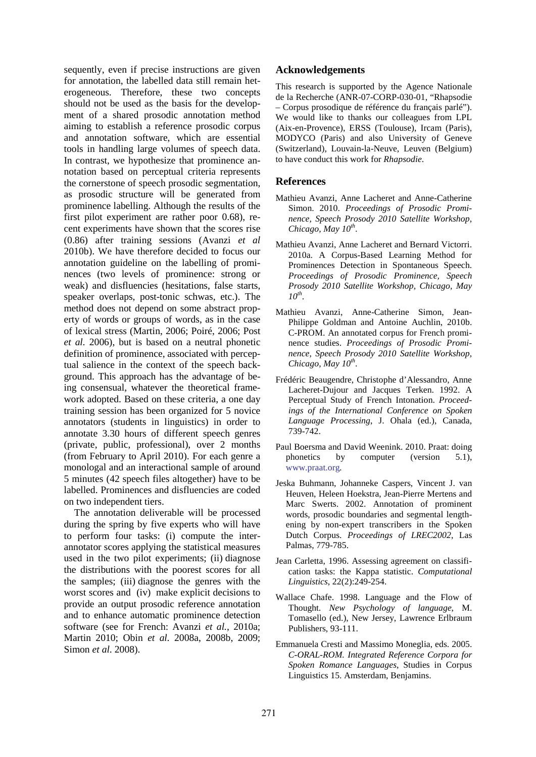sequently, even if precise instructions are given for annotation, the labelled data still remain heterogeneous. Therefore, these two concepts should not be used as the basis for the development of a shared prosodic annotation method aiming to establish a reference prosodic corpus and annotation software, which are essential tools in handling large volumes of speech data. In contrast, we hypothesize that prominence annotation based on perceptual criteria represents the cornerstone of speech prosodic segmentation, as prosodic structure will be generated from prominence labelling. Although the results of the first pilot experiment are rather poor 0.68), recent experiments have shown that the scores rise (0.86) after training sessions (Avanzi *et al* 2010b). We have therefore decided to focus our annotation guideline on the labelling of prominences (two levels of prominence: strong or weak) and disfluencies (hesitations, false starts, speaker overlaps, post-tonic schwas, etc.). The method does not depend on some abstract property of words or groups of words, as in the case of lexical stress (Martin, 2006; Poiré, 2006; Post *et al*. 2006), but is based on a neutral phonetic definition of prominence, associated with perceptual salience in the context of the speech background. This approach has the advantage of being consensual, whatever the theoretical framework adopted. Based on these criteria, a one day training session has been organized for 5 novice annotators (students in linguistics) in order to annotate 3.30 hours of different speech genres (private, public, professional), over 2 months (from February to April 2010). For each genre a monologal and an interactional sample of around 5 minutes (42 speech files altogether) have to be labelled. Prominences and disfluencies are coded on two independent tiers.

The annotation deliverable will be processed during the spring by five experts who will have to perform four tasks: (i) compute the inter-annotator scores applying the statistical measures used in the two pilot experiments; (ii) diagnose the distributions with the poorest scores for all the samples; (iii) diagnose the genres with the worst scores and (iv) make explicit decisions to provide an output prosodic reference annotation and to enhance automatic prominence detection software (see for French: Avanzi *et al.*, 2010a; Martin 2010; Obin *et al*. 2008a, 2008b, 2009; Simon *et al*. 2008).

## Acknowledgements

This research is supported by the Agence Nationale de la Recherche (ANR-07-CORP-030-01, “Rhapsodie – Corpus prosodique de référence du français parlé”). We would like to thanks our colleagues from LPL (Aix-en-Provence), ERSS (Toulouse), Ircam (Paris), MODYCO (Paris) and also University of Geneve (Switzerland), Louvain-la-Neuve, Leuven (Belgium) to have conduct this work for *Rhapsodie*.

## References

Mathieu Avanzi, Anne Lacheret and Anne-Catherine Simon. 2010. *Proceedings of Prosodic Prominence, Speech Prosody 2010 Satellite Workshop, Chicago, May 10th*.

Mathieu Avanzi, Anne Lacheret and Bernard Victorri. 2010a. A Corpus-Based Learning Method for Prominences Detection in Spontaneous Speech. *Proceedings of Prosodic Prominence, Speech Prosody 2010 Satellite Workshop, Chicago, May 10th*.

Mathieu Avanzi, Anne-Catherine Simon, Jean-Philippe Goldman and Antoine Auchlin, 2010b. C-PROM. An annotated corpus for French prominence studies. *Proceedings of Prosodic Prominence, Speech Prosody 2010 Satellite Workshop, Chicago, May 10th*.

Frédéric Beaugendre, Christophe d'Alessandro, Anne Lacheret-Dujour and Jacques Terken. 1992. A Perceptual Study of French Intonation. *Proceedings of the International Conference on Spoken Language Processing*, J. Ohala (ed.), Canada, 739-742.

Paul Boersma and David Weenink. 2010. Praat: doing phonetics by computer (version 5.1), www.praat.org.

Jeska Buhmann, Johanneke Caspers, Vincent J. van Heuven, Heleen Hoekstra, Jean-Pierre Mertens and Marc Swerts. 2002. Annotation of prominent words, prosodic boundaries and segmental lengthening by non-expert transcribers in the Spoken Dutch Corpus. *Proceedings of LREC2002*, Las Palmas, 779-785.

Jean Carletta, 1996. Assessing agreement on classification tasks: the Kappa statistic. *Computational Linguistics*, 22(2):249-254.

Wallace Chafe. 1998. Language and the Flow of Thought. *New Psychology of language*, M. Tomasello (ed.), New Jersey, Lawrence Erlbraum Publishers, 93-111.

Emmanuela Cresti and Massimo Moneglia, eds. 2005. *C-ORAL-ROM. Integrated Reference Corpora for Spoken Romance Languages*, Studies in Corpus Linguistics 15. Amsterdam, Benjamins.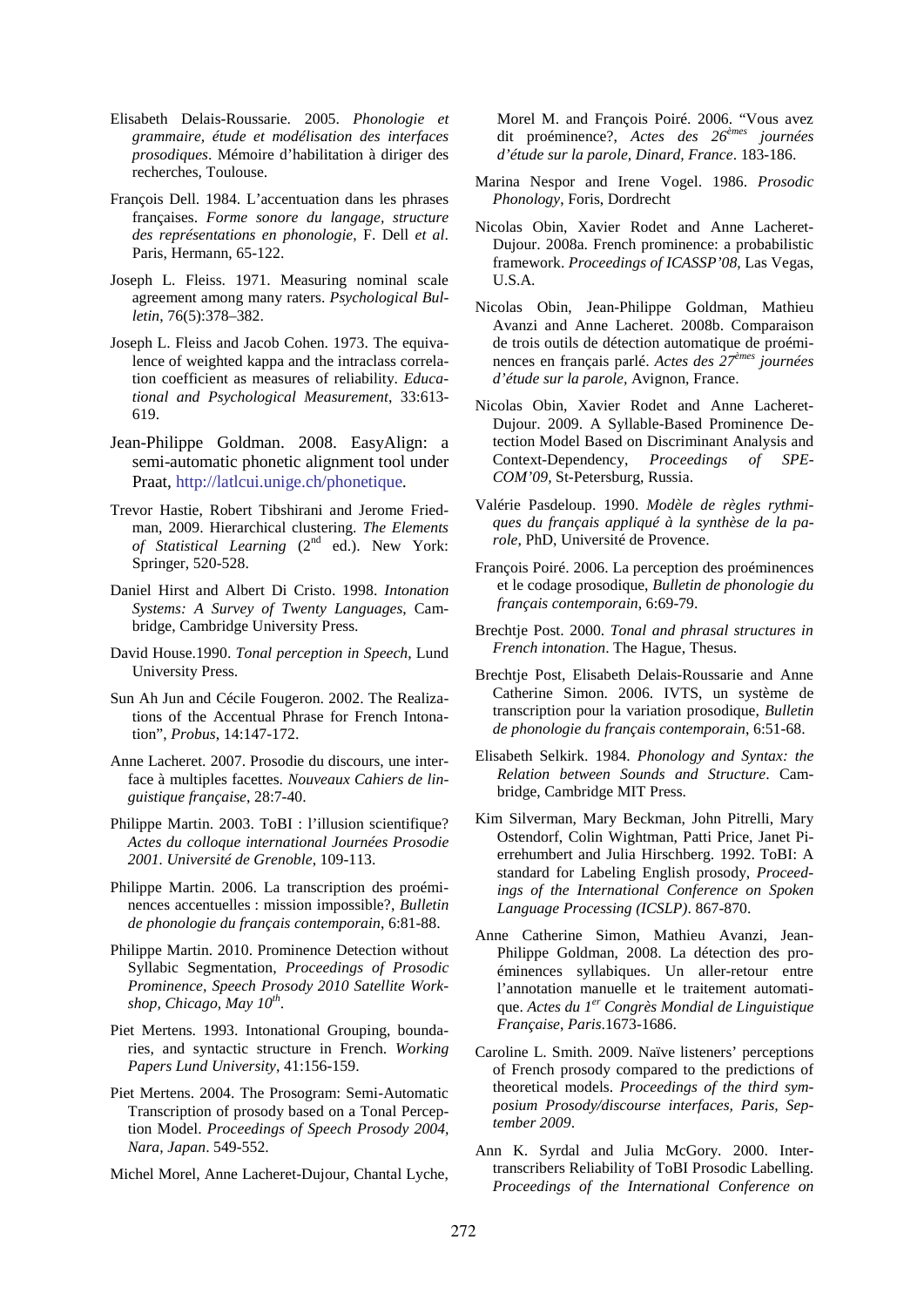Elisabeth Delais-Roussarie. 2005. *Phonologie et grammaire, étude et modélisation des interfaces prosodiques*. Mémoire d'habilitation à diriger des recherches, Toulouse.

François Dell. 1984. L'accentuation dans les phrases françaises. *Forme sonore du langage, structure des représentations en phonologie*, F. Dell *et al*. Paris, Hermann, 65-122.

Joseph L. Fleiss. 1971. Measuring nominal scale agreement among many raters. *Psychological Bulletin*, 76(5):378–382.

Joseph L. Fleiss and Jacob Cohen. 1973. The equivalence of weighted kappa and the intraclass correlation coefficient as measures of reliability. *Educational and Psychological Measurement*, 33:613-619.

Jean-Philippe Goldman. 2008. EasyAlign: a semi-automatic phonetic alignment tool under Praat, http://latlcui.unige.ch/phonetique.

Trevor Hastie, Robert Tibshirani and Jerome Friedman, 2009. Hierarchical clustering. *The Elements of Statistical Learning* (2nd ed.). New York: Springer, 520-528.

Daniel Hirst and Albert Di Cristo. 1998. *Intonation Systems: A Survey of Twenty Languages*, Cambridge, Cambridge University Press.

David House.1990. *Tonal perception in Speech*, Lund University Press.

Sun Ah Jun and Cécile Fougeron. 2002. The Realizations of the Accentual Phrase for French Intonation", *Probus*, 14:147-172.

Anne Lacheret. 2007. Prosodie du discours, une interface à multiples facettes. *Nouveaux Cahiers de linguistique française*, 28:7-40.

Philippe Martin. 2003. ToBI : l'illusion scientifique? *Actes du colloque international Journées Prosodie 2001. Université de Grenoble*, 109-113.

Philippe Martin. 2006. La transcription des proéminences accentuelles : mission impossible?, *Bulletin de phonologie du français contemporain*, 6:81-88.

Philippe Martin. 2010. Prominence Detection without Syllabic Segmentation, *Proceedings of Prosodic Prominence, Speech Prosody 2010 Satellite Workshop, Chicago, May 10th*.

Piet Mertens. 1993. Intonational Grouping, boundaries, and syntactic structure in French. *Working Papers Lund University*, 41:156-159.

Piet Mertens. 2004. The Prosogram: Semi-Automatic Transcription of prosody based on a Tonal Perception Model. *Proceedings of Speech Prosody 2004, Nara, Japan*. 549-552.

Michel Morel, Anne Lacheret-Dujour, Chantal Lyche, Morel M. and François Poiré. 2006. "Vous avez dit proéminence?, *Actes des 26èmes journées d'étude sur la parole, Dinard, France*. 183-186.

Marina Nespor and Irene Vogel. 1986. *Prosodic Phonology*, Foris, Dordrecht

Nicolas Obin, Xavier Rodet and Anne Lacheret-Dujour. 2008a. French prominence: a probabilistic framework. *Proceedings of ICASSP'08*, Las Vegas, U.S.A.

Nicolas Obin, Jean-Philippe Goldman, Mathieu Avanzi and Anne Lacheret. 2008b. Comparaison de trois outils de détection automatique de proéminences en français parlé. *Actes des 27èmes journées d'étude sur la parole*, Avignon, France.

Nicolas Obin, Xavier Rodet and Anne Lacheret-Dujour. 2009. A Syllable-Based Prominence Detection Model Based on Discriminant Analysis and Context-Dependency, *Proceedings of SPECOM'09*, St-Petersburg, Russia.

Valérie Pasdeloup. 1990. *Modèle de règles rythmiques du français appliqué à la synthèse de la parole*, PhD, Université de Provence.

François Poiré. 2006. La perception des proéminences et le codage prosodique, *Bulletin de phonologie du français contemporain*, 6:69-79.

Brechtje Post. 2000. *Tonal and phrasal structures in French intonation*. The Hague, Thesus.

Brechtje Post, Elisabeth Delais-Roussarie and Anne Catherine Simon. 2006. IVTS, un système de transcription pour la variation prosodique, *Bulletin de phonologie du français contemporain*, 6:51-68.

Elisabeth Selkirk. 1984. *Phonology and Syntax: the Relation between Sounds and Structure*. Cambridge, Cambridge MIT Press.

Kim Silverman, Mary Beckman, John Pitrelli, Mary Ostendorf, Colin Wightman, Patti Price, Janet Pierrehumbert and Julia Hirschberg. 1992. ToBI: A standard for Labeling English prosody, *Proceedings of the International Conference on Spoken Language Processing (ICSLP)*. 867-870.

Anne Catherine Simon, Mathieu Avanzi, Jean-Philippe Goldman, 2008. La détection des proéminences syllabiques. Un aller-retour entre l'annotation manuelle et le traitement automatique. *Actes du 1er Congrès Mondial de Linguistique Française, Paris*.1673-1686.

Caroline L. Smith. 2009. Naïve listeners' perceptions of French prosody compared to the predictions of theoretical models. *Proceedings of the third symposium Prosody/discourse interfaces, Paris, September 2009*.

Ann K. Syrdal and Julia McGory. 2000. Inter-transcribers Reliability of ToBI Prosodic Labelling. *Proceedings of the International Conference on*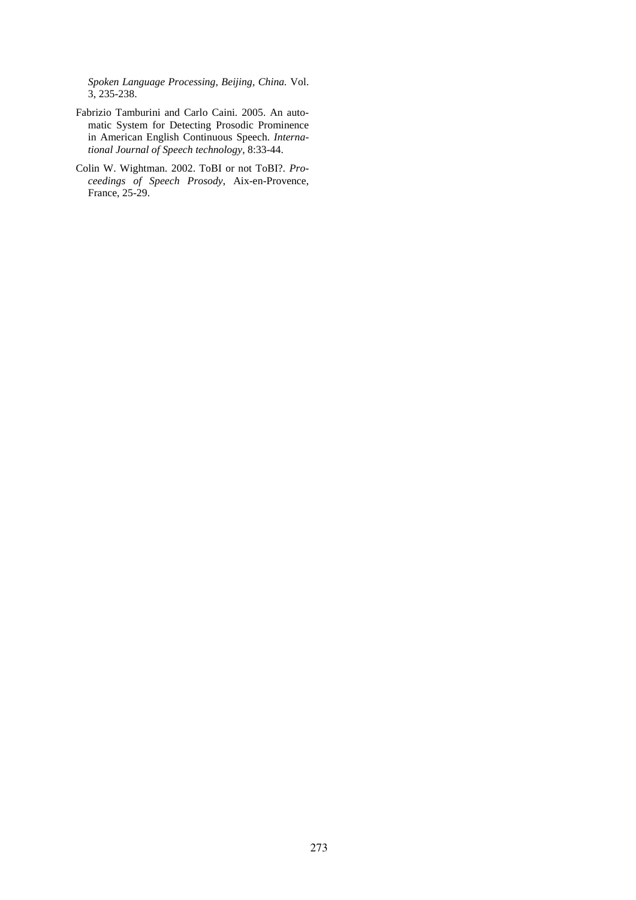*Spoken Language Processing, Beijing, China.* Vol. 3, 235-238.

Fabrizio Tamburini and Carlo Caini. 2005. An automatic System for Detecting Prosodic Prominence in American English Continuous Speech. *International Journal of Speech technology*, 8:33-44.

Colin W. Wightman. 2002. ToBI or not ToBI?. *Proceedings of Speech Prosody*, Aix-en-Provence, France, 25-29.